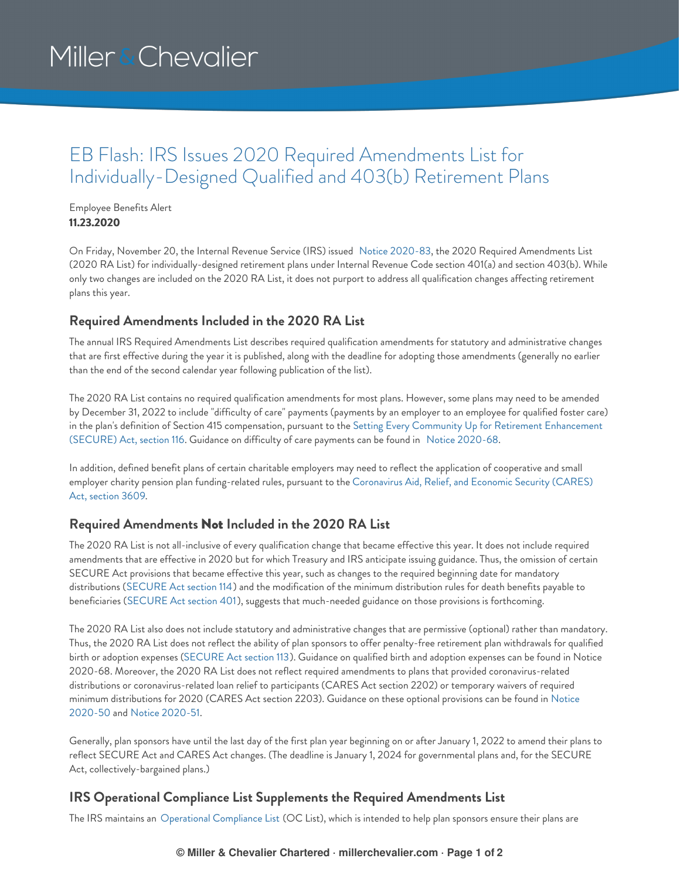# EB Flash: IRS Issues 2020 Required Amendments List for Individually-Designed Qualified and 403(b) Retirement Plans

Employee Benefits Alert
**11.23.2020**

On Friday, November 20, the Internal Revenue Service (IRS) issued Notice 2020-83, the 2020 Required Amendments List (2020 RA List) for individually-designed retirement plans under Internal Revenue Code section 401(a) and section 403(b). While only two changes are included on the 2020 RA List, it does not purport to address all qualification changes affecting retirement plans this year.

## Required Amendments Included in the 2020 RA List

The annual IRS Required Amendments List describes required qualification amendments for statutory and administrative changes that are first effective during the year it is published, along with the deadline for adopting those amendments (generally no earlier than the end of the second calendar year following publication of the list).

The 2020 RA List contains no required qualification amendments for most plans. However, some plans may need to be amended by December 31, 2022 to include "difficulty of care" payments (payments by an employer to an employee for qualified foster care) in the plan's definition of Section 415 compensation, pursuant to the Setting Every Community Up for Retirement Enhancement (SECURE) Act, section 116. Guidance on difficulty of care payments can be found in Notice 2020-68.

In addition, defined benefit plans of certain charitable employers may need to reflect the application of cooperative and small employer charity pension plan funding-related rules, pursuant to the Coronavirus Aid, Relief, and Economic Security (CARES) Act, section 3609.

## Required Amendments **Not** Included in the 2020 RA List

The 2020 RA List is not all-inclusive of every qualification change that became effective this year. It does not include required amendments that are effective in 2020 but for which Treasury and IRS anticipate issuing guidance. Thus, the omission of certain SECURE Act provisions that became effective this year, such as changes to the required beginning date for mandatory distributions (SECURE Act section 114) and the modification of the minimum distribution rules for death benefits payable to beneficiaries (SECURE Act section 401), suggests that much-needed guidance on those provisions is forthcoming.

The 2020 RA List also does not include statutory and administrative changes that are permissive (optional) rather than mandatory. Thus, the 2020 RA List does not reflect the ability of plan sponsors to offer penalty-free retirement plan withdrawals for qualified birth or adoption expenses (SECURE Act section 113). Guidance on qualified birth and adoption expenses can be found in Notice 2020-68. Moreover, the 2020 RA List does not reflect required amendments to plans that provided coronavirus-related distributions or coronavirus-related loan relief to participants (CARES Act section 2202) or temporary waivers of required minimum distributions for 2020 (CARES Act section 2203). Guidance on these optional provisions can be found in Notice 2020-50 and Notice 2020-51.

Generally, plan sponsors have until the last day of the first plan year beginning on or after January 1, 2022 to amend their plans to reflect SECURE Act and CARES Act changes. (The deadline is January 1, 2024 for governmental plans and, for the SECURE Act, collectively-bargained plans.)

## IRS Operational Compliance List Supplements the Required Amendments List

The IRS maintains an Operational Compliance List (OC List), which is intended to help plan sponsors ensure their plans are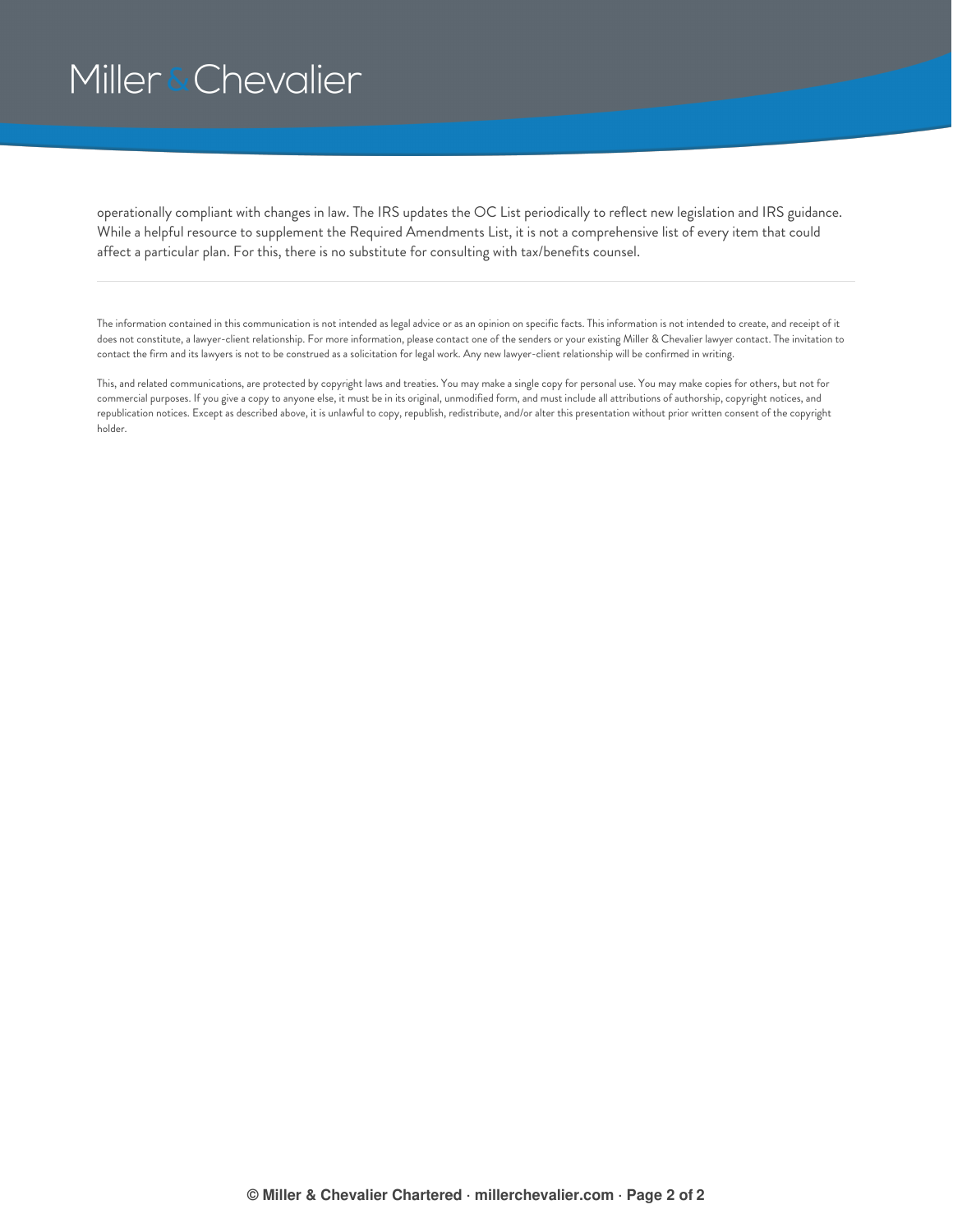operationally compliant with changes in law. The IRS updates the OC List periodically to reflect new legislation and IRS guidance. While a helpful resource to supplement the Required Amendments List, it is not a comprehensive list of every item that could affect a particular plan. For this, there is no substitute for consulting with tax/benefits counsel.

---

The information contained in this communication is not intended as legal advice or as an opinion on specific facts. This information is not intended to create, and receipt of it does not constitute, a lawyer-client relationship. For more information, please contact one of the senders or your existing Miller & Chevalier lawyer contact. The invitation to contact the firm and its lawyers is not to be construed as a solicitation for legal work. Any new lawyer-client relationship will be confirmed in writing.

This, and related communications, are protected by copyright laws and treaties. You may make a single copy for personal use. You may make copies for others, but not for commercial purposes. If you give a copy to anyone else, it must be in its original, unmodified form, and must include all attributions of authorship, copyright notices, and republication notices. Except as described above, it is unlawful to copy, republish, redistribute, and/or alter this presentation without prior written consent of the copyright holder.